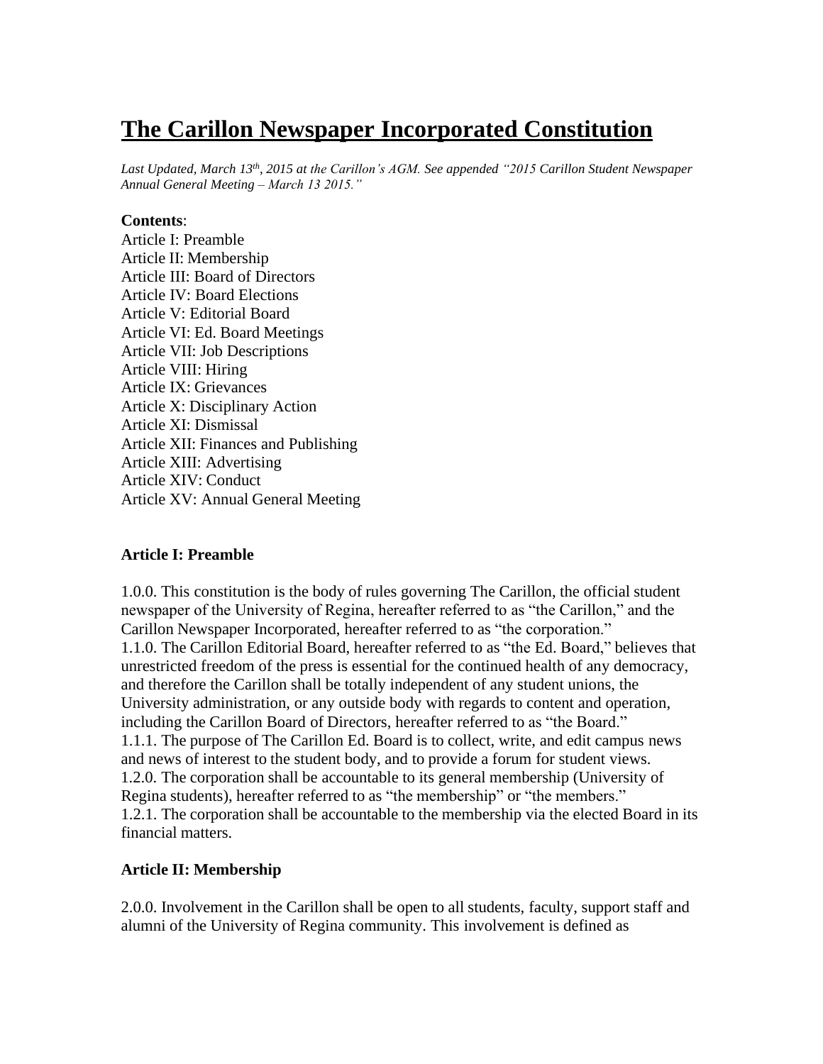# The Carillon Newspaper Incorporated Constitution

*Last Updated, March 13th, 2015 at the Carillon's AGM. See appended "2015 Carillon Student Newspaper Annual General Meeting – March 13 2015."*

**Contents**:
Article I: Preamble
Article II: Membership
Article III: Board of Directors
Article IV: Board Elections
Article V: Editorial Board
Article VI: Ed. Board Meetings
Article VII: Job Descriptions
Article VIII: Hiring
Article IX: Grievances
Article X: Disciplinary Action
Article XI: Dismissal
Article XII: Finances and Publishing
Article XIII: Advertising
Article XIV: Conduct
Article XV: Annual General Meeting

### Article I: Preamble

1.0.0. This constitution is the body of rules governing The Carillon, the official student newspaper of the University of Regina, hereafter referred to as "the Carillon," and the Carillon Newspaper Incorporated, hereafter referred to as "the corporation."
1.1.0. The Carillon Editorial Board, hereafter referred to as "the Ed. Board," believes that unrestricted freedom of the press is essential for the continued health of any democracy, and therefore the Carillon shall be totally independent of any student unions, the University administration, or any outside body with regards to content and operation, including the Carillon Board of Directors, hereafter referred to as "the Board."
1.1.1. The purpose of The Carillon Ed. Board is to collect, write, and edit campus news and news of interest to the student body, and to provide a forum for student views.
1.2.0. The corporation shall be accountable to its general membership (University of Regina students), hereafter referred to as "the membership" or "the members."
1.2.1. The corporation shall be accountable to the membership via the elected Board in its financial matters.

### Article II: Membership

2.0.0. Involvement in the Carillon shall be open to all students, faculty, support staff and alumni of the University of Regina community. This involvement is defined as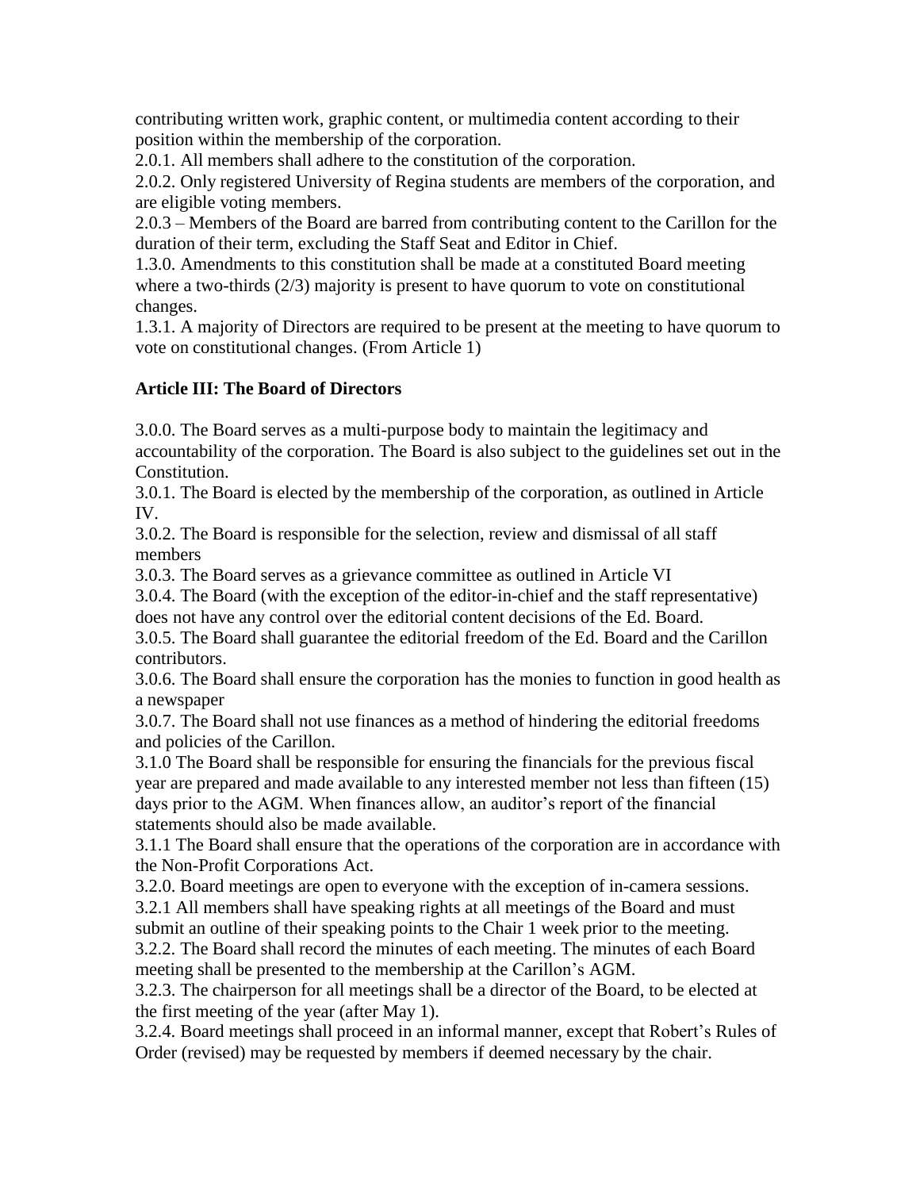contributing written work, graphic content, or multimedia content according to their position within the membership of the corporation.

2.0.1. All members shall adhere to the constitution of the corporation.

2.0.2. Only registered University of Regina students are members of the corporation, and are eligible voting members.

2.0.3 – Members of the Board are barred from contributing content to the Carillon for the duration of their term, excluding the Staff Seat and Editor in Chief.

1.3.0. Amendments to this constitution shall be made at a constituted Board meeting where a two-thirds (2/3) majority is present to have quorum to vote on constitutional changes.

1.3.1. A majority of Directors are required to be present at the meeting to have quorum to vote on constitutional changes. (From Article 1)

### Article III: The Board of Directors

3.0.0. The Board serves as a multi-purpose body to maintain the legitimacy and accountability of the corporation. The Board is also subject to the guidelines set out in the Constitution.

3.0.1. The Board is elected by the membership of the corporation, as outlined in Article IV.

3.0.2. The Board is responsible for the selection, review and dismissal of all staff members

3.0.3. The Board serves as a grievance committee as outlined in Article VI

3.0.4. The Board (with the exception of the editor-in-chief and the staff representative) does not have any control over the editorial content decisions of the Ed. Board.

3.0.5. The Board shall guarantee the editorial freedom of the Ed. Board and the Carillon contributors.

3.0.6. The Board shall ensure the corporation has the monies to function in good health as a newspaper

3.0.7. The Board shall not use finances as a method of hindering the editorial freedoms and policies of the Carillon.

3.1.0 The Board shall be responsible for ensuring the financials for the previous fiscal year are prepared and made available to any interested member not less than fifteen (15) days prior to the AGM. When finances allow, an auditor's report of the financial statements should also be made available.

3.1.1 The Board shall ensure that the operations of the corporation are in accordance with the Non-Profit Corporations Act.

3.2.0. Board meetings are open to everyone with the exception of in-camera sessions.

3.2.1 All members shall have speaking rights at all meetings of the Board and must submit an outline of their speaking points to the Chair 1 week prior to the meeting.

3.2.2. The Board shall record the minutes of each meeting. The minutes of each Board meeting shall be presented to the membership at the Carillon's AGM.

3.2.3. The chairperson for all meetings shall be a director of the Board, to be elected at the first meeting of the year (after May 1).

3.2.4. Board meetings shall proceed in an informal manner, except that Robert's Rules of Order (revised) may be requested by members if deemed necessary by the chair.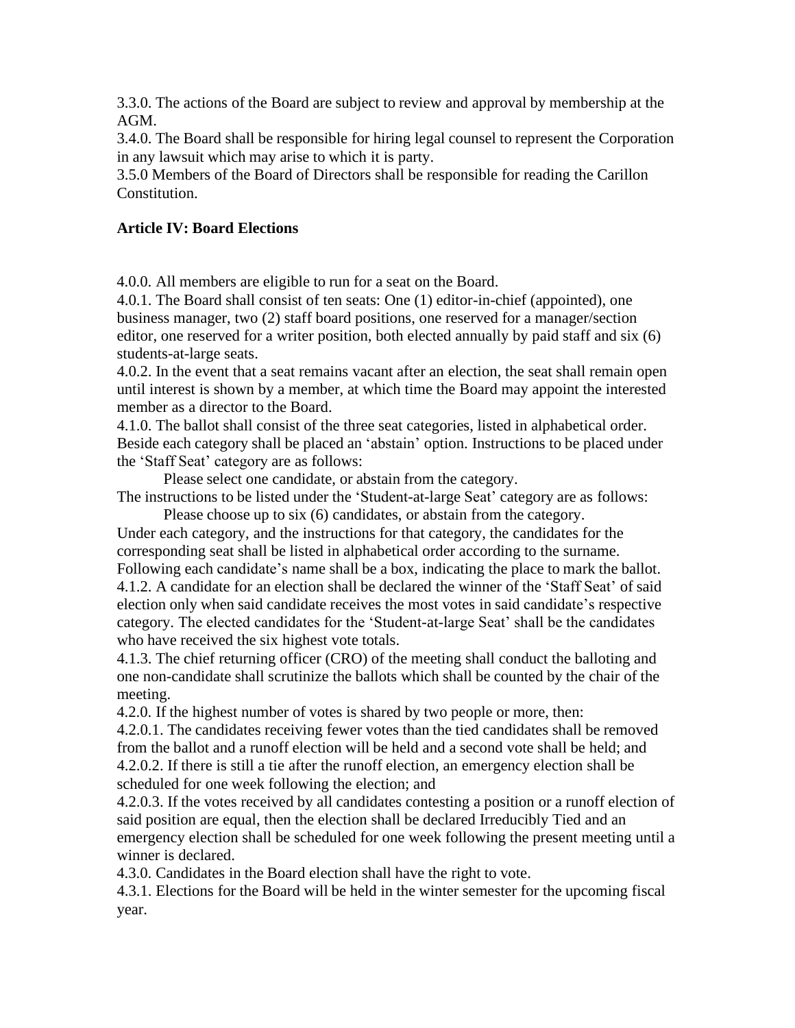3.3.0. The actions of the Board are subject to review and approval by membership at the AGM.
3.4.0. The Board shall be responsible for hiring legal counsel to represent the Corporation in any lawsuit which may arise to which it is party.
3.5.0 Members of the Board of Directors shall be responsible for reading the Carillon Constitution.

**Article IV: Board Elections**

4.0.0. All members are eligible to run for a seat on the Board.
4.0.1. The Board shall consist of ten seats: One (1) editor-in-chief (appointed), one business manager, two (2) staff board positions, one reserved for a manager/section editor, one reserved for a writer position, both elected annually by paid staff and six (6) students-at-large seats.
4.0.2. In the event that a seat remains vacant after an election, the seat shall remain open until interest is shown by a member, at which time the Board may appoint the interested member as a director to the Board.
4.1.0. The ballot shall consist of the three seat categories, listed in alphabetical order. Beside each category shall be placed an 'abstain' option. Instructions to be placed under the 'Staff Seat' category are as follows:

> Please select one candidate, or abstain from the category.

The instructions to be listed under the 'Student-at-large Seat' category are as follows:

> Please choose up to six (6) candidates, or abstain from the category.

Under each category, and the instructions for that category, the candidates for the corresponding seat shall be listed in alphabetical order according to the surname. Following each candidate's name shall be a box, indicating the place to mark the ballot.
4.1.2. A candidate for an election shall be declared the winner of the 'Staff Seat' of said election only when said candidate receives the most votes in said candidate's respective category. The elected candidates for the 'Student-at-large Seat' shall be the candidates who have received the six highest vote totals.
4.1.3. The chief returning officer (CRO) of the meeting shall conduct the balloting and one non-candidate shall scrutinize the ballots which shall be counted by the chair of the meeting.
4.2.0. If the highest number of votes is shared by two people or more, then:
4.2.0.1. The candidates receiving fewer votes than the tied candidates shall be removed from the ballot and a runoff election will be held and a second vote shall be held; and
4.2.0.2. If there is still a tie after the runoff election, an emergency election shall be scheduled for one week following the election; and
4.2.0.3. If the votes received by all candidates contesting a position or a runoff election of said position are equal, then the election shall be declared Irreducibly Tied and an emergency election shall be scheduled for one week following the present meeting until a winner is declared.
4.3.0. Candidates in the Board election shall have the right to vote.
4.3.1. Elections for the Board will be held in the winter semester for the upcoming fiscal year.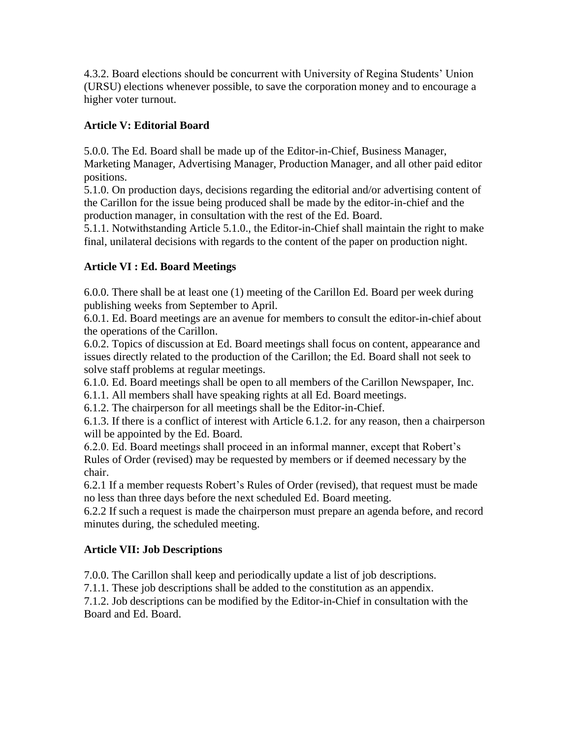4.3.2. Board elections should be concurrent with University of Regina Students' Union (URSU) elections whenever possible, to save the corporation money and to encourage a higher voter turnout.

## Article V: Editorial Board

5.0.0. The Ed. Board shall be made up of the Editor-in-Chief, Business Manager, Marketing Manager, Advertising Manager, Production Manager, and all other paid editor positions.

5.1.0. On production days, decisions regarding the editorial and/or advertising content of the Carillon for the issue being produced shall be made by the editor-in-chief and the production manager, in consultation with the rest of the Ed. Board.

5.1.1. Notwithstanding Article 5.1.0., the Editor-in-Chief shall maintain the right to make final, unilateral decisions with regards to the content of the paper on production night.

## Article VI : Ed. Board Meetings

6.0.0. There shall be at least one (1) meeting of the Carillon Ed. Board per week during publishing weeks from September to April.

6.0.1. Ed. Board meetings are an avenue for members to consult the editor-in-chief about the operations of the Carillon.

6.0.2. Topics of discussion at Ed. Board meetings shall focus on content, appearance and issues directly related to the production of the Carillon; the Ed. Board shall not seek to solve staff problems at regular meetings.

6.1.0. Ed. Board meetings shall be open to all members of the Carillon Newspaper, Inc.

6.1.1. All members shall have speaking rights at all Ed. Board meetings.

6.1.2. The chairperson for all meetings shall be the Editor-in-Chief.

6.1.3. If there is a conflict of interest with Article 6.1.2. for any reason, then a chairperson will be appointed by the Ed. Board.

6.2.0. Ed. Board meetings shall proceed in an informal manner, except that Robert's Rules of Order (revised) may be requested by members or if deemed necessary by the chair.

6.2.1 If a member requests Robert's Rules of Order (revised), that request must be made no less than three days before the next scheduled Ed. Board meeting.

6.2.2 If such a request is made the chairperson must prepare an agenda before, and record minutes during, the scheduled meeting.

## Article VII: Job Descriptions

7.0.0. The Carillon shall keep and periodically update a list of job descriptions.

7.1.1. These job descriptions shall be added to the constitution as an appendix.

7.1.2. Job descriptions can be modified by the Editor-in-Chief in consultation with the Board and Ed. Board.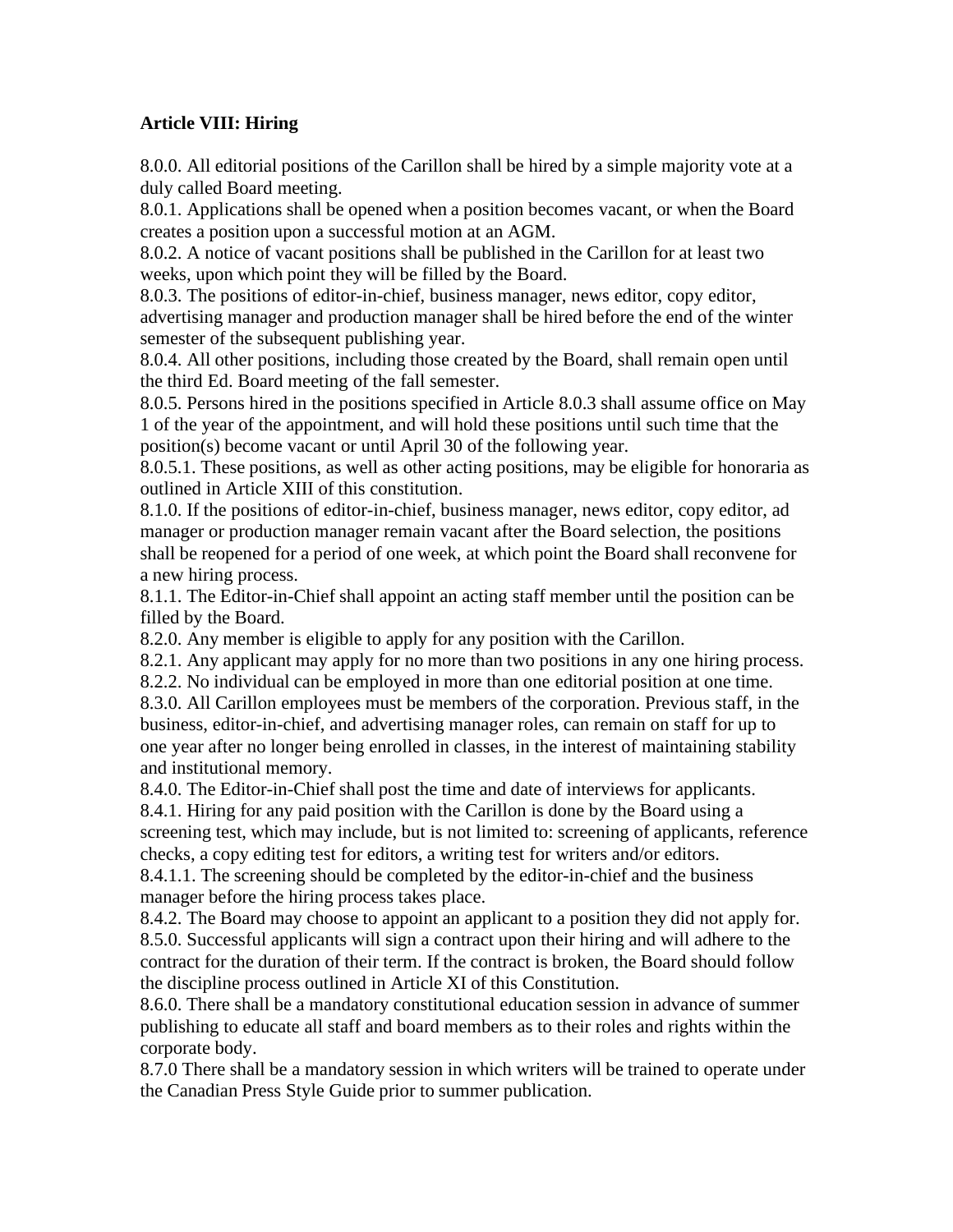**Article VIII: Hiring**

8.0.0. All editorial positions of the Carillon shall be hired by a simple majority vote at a duly called Board meeting.
8.0.1. Applications shall be opened when a position becomes vacant, or when the Board creates a position upon a successful motion at an AGM.
8.0.2. A notice of vacant positions shall be published in the Carillon for at least two weeks, upon which point they will be filled by the Board.
8.0.3. The positions of editor-in-chief, business manager, news editor, copy editor, advertising manager and production manager shall be hired before the end of the winter semester of the subsequent publishing year.
8.0.4. All other positions, including those created by the Board, shall remain open until the third Ed. Board meeting of the fall semester.
8.0.5. Persons hired in the positions specified in Article 8.0.3 shall assume office on May 1 of the year of the appointment, and will hold these positions until such time that the position(s) become vacant or until April 30 of the following year.
8.0.5.1. These positions, as well as other acting positions, may be eligible for honoraria as outlined in Article XIII of this constitution.
8.1.0. If the positions of editor-in-chief, business manager, news editor, copy editor, ad manager or production manager remain vacant after the Board selection, the positions shall be reopened for a period of one week, at which point the Board shall reconvene for a new hiring process.
8.1.1. The Editor-in-Chief shall appoint an acting staff member until the position can be filled by the Board.
8.2.0. Any member is eligible to apply for any position with the Carillon.
8.2.1. Any applicant may apply for no more than two positions in any one hiring process.
8.2.2. No individual can be employed in more than one editorial position at one time.
8.3.0. All Carillon employees must be members of the corporation. Previous staff, in the business, editor-in-chief, and advertising manager roles, can remain on staff for up to one year after no longer being enrolled in classes, in the interest of maintaining stability and institutional memory.
8.4.0. The Editor-in-Chief shall post the time and date of interviews for applicants.
8.4.1. Hiring for any paid position with the Carillon is done by the Board using a screening test, which may include, but is not limited to: screening of applicants, reference checks, a copy editing test for editors, a writing test for writers and/or editors.
8.4.1.1. The screening should be completed by the editor-in-chief and the business manager before the hiring process takes place.
8.4.2. The Board may choose to appoint an applicant to a position they did not apply for.
8.5.0. Successful applicants will sign a contract upon their hiring and will adhere to the contract for the duration of their term. If the contract is broken, the Board should follow the discipline process outlined in Article XI of this Constitution.
8.6.0. There shall be a mandatory constitutional education session in advance of summer publishing to educate all staff and board members as to their roles and rights within the corporate body.
8.7.0 There shall be a mandatory session in which writers will be trained to operate under the Canadian Press Style Guide prior to summer publication.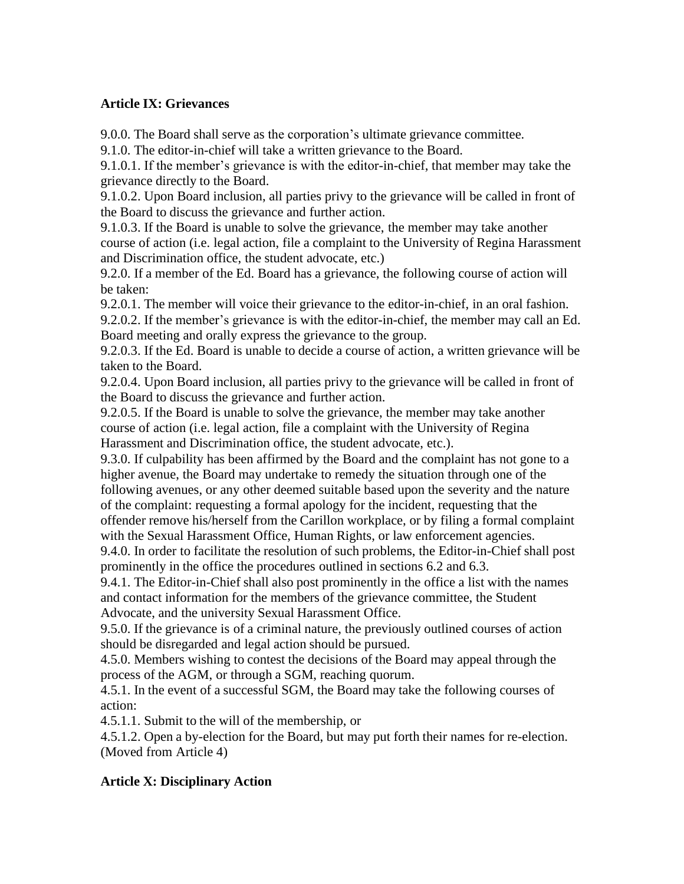**Article IX: Grievances**

9.0.0. The Board shall serve as the corporation's ultimate grievance committee.
9.1.0. The editor-in-chief will take a written grievance to the Board.
9.1.0.1. If the member's grievance is with the editor-in-chief, that member may take the grievance directly to the Board.
9.1.0.2. Upon Board inclusion, all parties privy to the grievance will be called in front of the Board to discuss the grievance and further action.
9.1.0.3. If the Board is unable to solve the grievance, the member may take another course of action (i.e. legal action, file a complaint to the University of Regina Harassment and Discrimination office, the student advocate, etc.)
9.2.0. If a member of the Ed. Board has a grievance, the following course of action will be taken:
9.2.0.1. The member will voice their grievance to the editor-in-chief, in an oral fashion.
9.2.0.2. If the member's grievance is with the editor-in-chief, the member may call an Ed. Board meeting and orally express the grievance to the group.
9.2.0.3. If the Ed. Board is unable to decide a course of action, a written grievance will be taken to the Board.
9.2.0.4. Upon Board inclusion, all parties privy to the grievance will be called in front of the Board to discuss the grievance and further action.
9.2.0.5. If the Board is unable to solve the grievance, the member may take another course of action (i.e. legal action, file a complaint with the University of Regina Harassment and Discrimination office, the student advocate, etc.).
9.3.0. If culpability has been affirmed by the Board and the complaint has not gone to a higher avenue, the Board may undertake to remedy the situation through one of the following avenues, or any other deemed suitable based upon the severity and the nature of the complaint: requesting a formal apology for the incident, requesting that the offender remove his/herself from the Carillon workplace, or by filing a formal complaint with the Sexual Harassment Office, Human Rights, or law enforcement agencies.
9.4.0. In order to facilitate the resolution of such problems, the Editor-in-Chief shall post prominently in the office the procedures outlined in sections 6.2 and 6.3.
9.4.1. The Editor-in-Chief shall also post prominently in the office a list with the names and contact information for the members of the grievance committee, the Student Advocate, and the university Sexual Harassment Office.
9.5.0. If the grievance is of a criminal nature, the previously outlined courses of action should be disregarded and legal action should be pursued.
4.5.0. Members wishing to contest the decisions of the Board may appeal through the process of the AGM, or through a SGM, reaching quorum.
4.5.1. In the event of a successful SGM, the Board may take the following courses of action:
4.5.1.1. Submit to the will of the membership, or
4.5.1.2. Open a by-election for the Board, but may put forth their names for re-election. (Moved from Article 4)

**Article X: Disciplinary Action**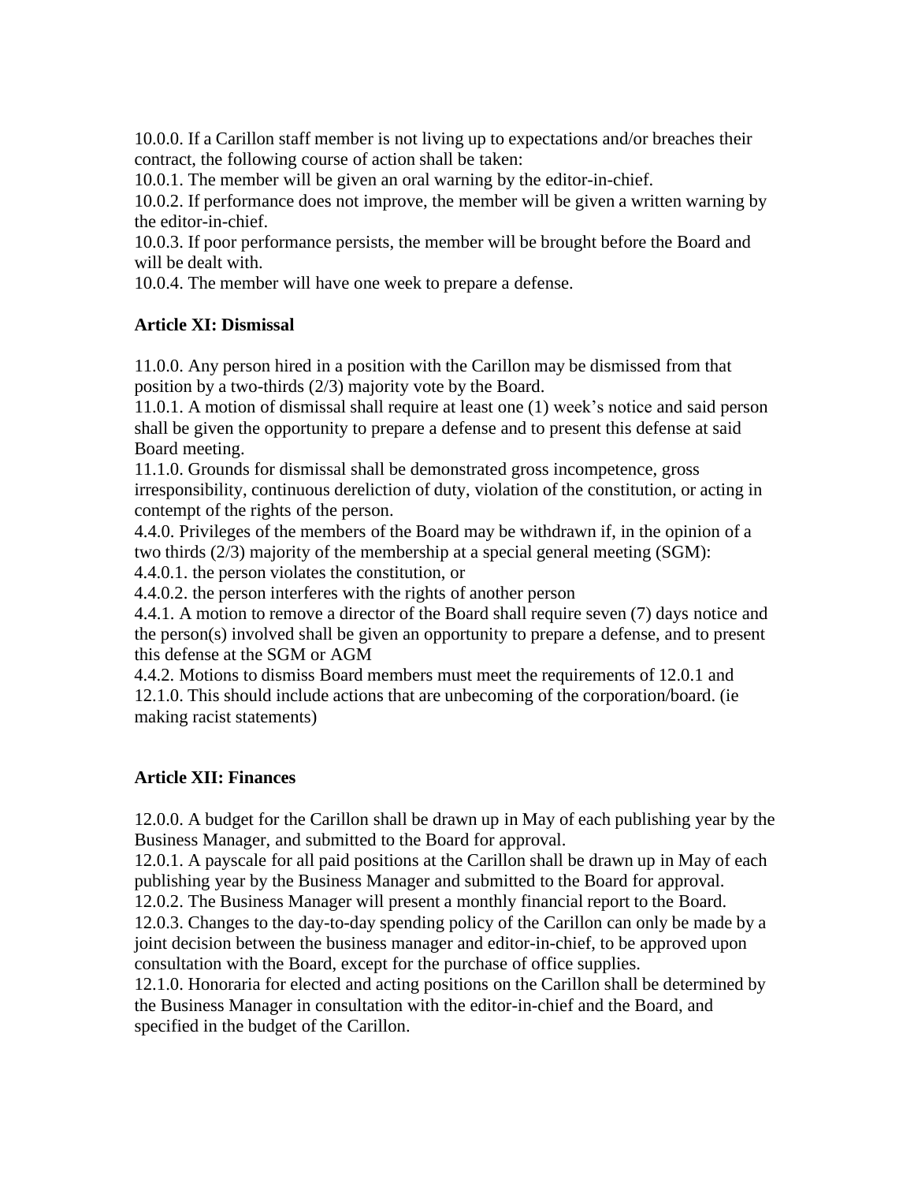10.0.0. If a Carillon staff member is not living up to expectations and/or breaches their contract, the following course of action shall be taken:
10.0.1. The member will be given an oral warning by the editor-in-chief.
10.0.2. If performance does not improve, the member will be given a written warning by the editor-in-chief.
10.0.3. If poor performance persists, the member will be brought before the Board and will be dealt with.
10.0.4. The member will have one week to prepare a defense.

**Article XI: Dismissal**

11.0.0. Any person hired in a position with the Carillon may be dismissed from that position by a two-thirds (2/3) majority vote by the Board.
11.0.1. A motion of dismissal shall require at least one (1) week's notice and said person shall be given the opportunity to prepare a defense and to present this defense at said Board meeting.
11.1.0. Grounds for dismissal shall be demonstrated gross incompetence, gross irresponsibility, continuous dereliction of duty, violation of the constitution, or acting in contempt of the rights of the person.
4.4.0. Privileges of the members of the Board may be withdrawn if, in the opinion of a two thirds (2/3) majority of the membership at a special general meeting (SGM):
4.4.0.1. the person violates the constitution, or
4.4.0.2. the person interferes with the rights of another person
4.4.1. A motion to remove a director of the Board shall require seven (7) days notice and the person(s) involved shall be given an opportunity to prepare a defense, and to present this defense at the SGM or AGM
4.4.2. Motions to dismiss Board members must meet the requirements of 12.0.1 and 12.1.0. This should include actions that are unbecoming of the corporation/board. (ie making racist statements)

**Article XII: Finances**

12.0.0. A budget for the Carillon shall be drawn up in May of each publishing year by the Business Manager, and submitted to the Board for approval.
12.0.1. A payscale for all paid positions at the Carillon shall be drawn up in May of each publishing year by the Business Manager and submitted to the Board for approval.
12.0.2. The Business Manager will present a monthly financial report to the Board.
12.0.3. Changes to the day-to-day spending policy of the Carillon can only be made by a joint decision between the business manager and editor-in-chief, to be approved upon consultation with the Board, except for the purchase of office supplies.
12.1.0. Honoraria for elected and acting positions on the Carillon shall be determined by the Business Manager in consultation with the editor-in-chief and the Board, and specified in the budget of the Carillon.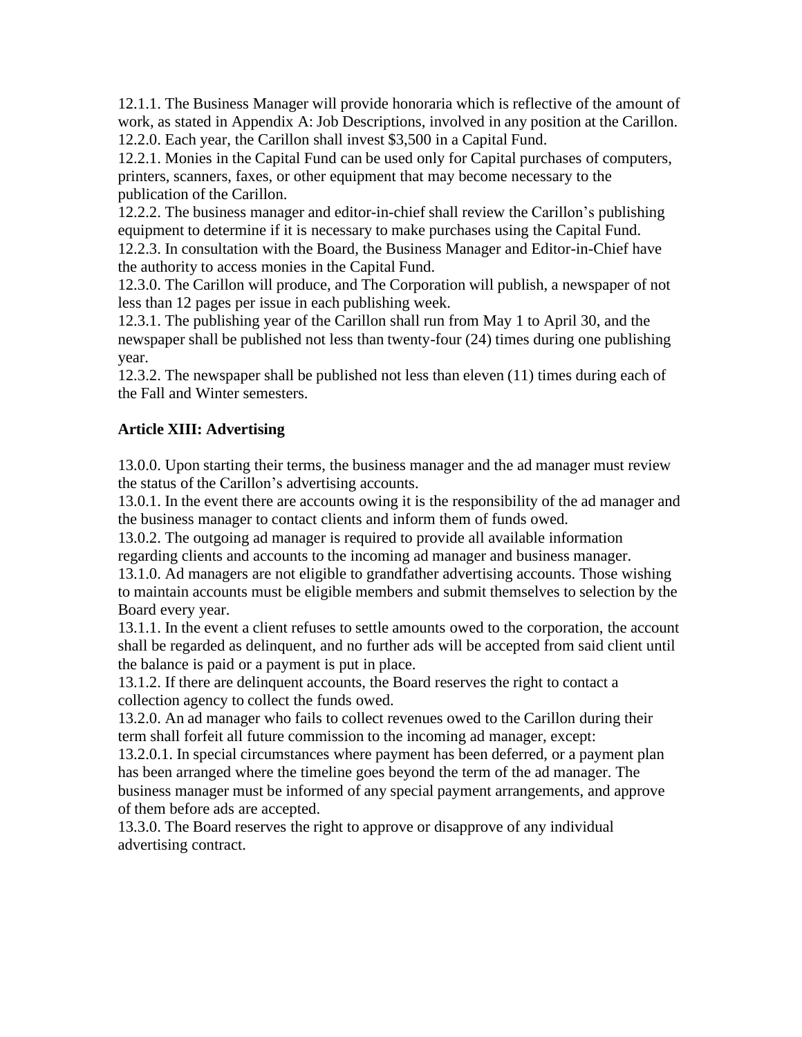12.1.1. The Business Manager will provide honoraria which is reflective of the amount of work, as stated in Appendix A: Job Descriptions, involved in any position at the Carillon.
12.2.0. Each year, the Carillon shall invest $3,500 in a Capital Fund.
12.2.1. Monies in the Capital Fund can be used only for Capital purchases of computers, printers, scanners, faxes, or other equipment that may become necessary to the publication of the Carillon.
12.2.2. The business manager and editor-in-chief shall review the Carillon's publishing equipment to determine if it is necessary to make purchases using the Capital Fund.
12.2.3. In consultation with the Board, the Business Manager and Editor-in-Chief have the authority to access monies in the Capital Fund.
12.3.0. The Carillon will produce, and The Corporation will publish, a newspaper of not less than 12 pages per issue in each publishing week.
12.3.1. The publishing year of the Carillon shall run from May 1 to April 30, and the newspaper shall be published not less than twenty-four (24) times during one publishing year.
12.3.2. The newspaper shall be published not less than eleven (11) times during each of the Fall and Winter semesters.

## Article XIII: Advertising

13.0.0. Upon starting their terms, the business manager and the ad manager must review the status of the Carillon's advertising accounts.
13.0.1. In the event there are accounts owing it is the responsibility of the ad manager and the business manager to contact clients and inform them of funds owed.
13.0.2. The outgoing ad manager is required to provide all available information regarding clients and accounts to the incoming ad manager and business manager.
13.1.0. Ad managers are not eligible to grandfather advertising accounts. Those wishing to maintain accounts must be eligible members and submit themselves to selection by the Board every year.
13.1.1. In the event a client refuses to settle amounts owed to the corporation, the account shall be regarded as delinquent, and no further ads will be accepted from said client until the balance is paid or a payment is put in place.
13.1.2. If there are delinquent accounts, the Board reserves the right to contact a collection agency to collect the funds owed.
13.2.0. An ad manager who fails to collect revenues owed to the Carillon during their term shall forfeit all future commission to the incoming ad manager, except:
13.2.0.1. In special circumstances where payment has been deferred, or a payment plan has been arranged where the timeline goes beyond the term of the ad manager. The business manager must be informed of any special payment arrangements, and approve of them before ads are accepted.
13.3.0. The Board reserves the right to approve or disapprove of any individual advertising contract.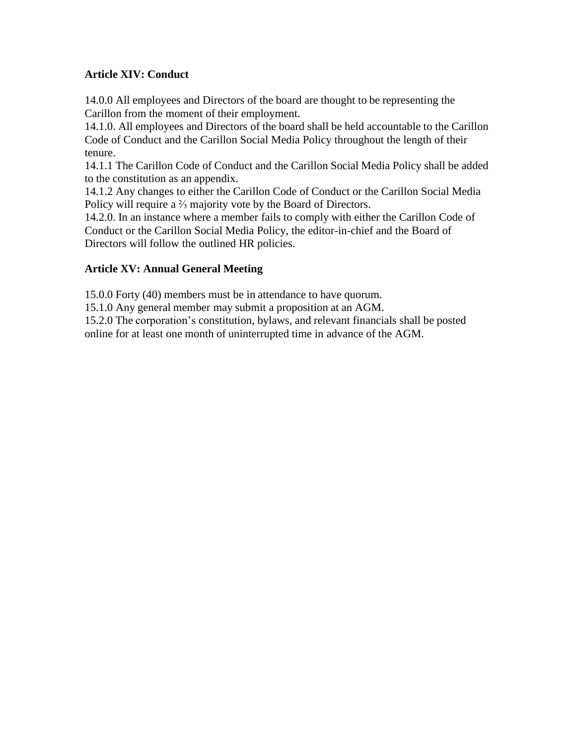**Article XIV: Conduct**

14.0.0 All employees and Directors of the board are thought to be representing the Carillon from the moment of their employment.
14.1.0. All employees and Directors of the board shall be held accountable to the Carillon Code of Conduct and the Carillon Social Media Policy throughout the length of their tenure.
14.1.1 The Carillon Code of Conduct and the Carillon Social Media Policy shall be added to the constitution as an appendix.
14.1.2 Any changes to either the Carillon Code of Conduct or the Carillon Social Media Policy will require a ⅔ majority vote by the Board of Directors.
14.2.0. In an instance where a member fails to comply with either the Carillon Code of Conduct or the Carillon Social Media Policy, the editor-in-chief and the Board of Directors will follow the outlined HR policies.

**Article XV: Annual General Meeting**

15.0.0 Forty (40) members must be in attendance to have quorum.
15.1.0 Any general member may submit a proposition at an AGM.
15.2.0 The corporation's constitution, bylaws, and relevant financials shall be posted online for at least one month of uninterrupted time in advance of the AGM.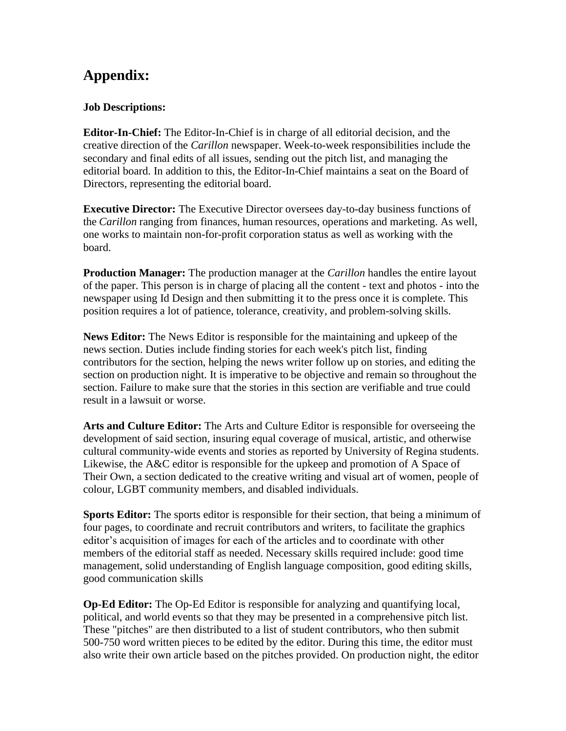# Appendix:

**Job Descriptions:**

**Editor-In-Chief:** The Editor-In-Chief is in charge of all editorial decision, and the creative direction of the *Carillon* newspaper. Week-to-week responsibilities include the secondary and final edits of all issues, sending out the pitch list, and managing the editorial board. In addition to this, the Editor-In-Chief maintains a seat on the Board of Directors, representing the editorial board.

**Executive Director:** The Executive Director oversees day-to-day business functions of the *Carillon* ranging from finances, human resources, operations and marketing. As well, one works to maintain non-for-profit corporation status as well as working with the board.

**Production Manager:** The production manager at the *Carillon* handles the entire layout of the paper. This person is in charge of placing all the content - text and photos - into the newspaper using Id Design and then submitting it to the press once it is complete. This position requires a lot of patience, tolerance, creativity, and problem-solving skills.

**News Editor:** The News Editor is responsible for the maintaining and upkeep of the news section. Duties include finding stories for each week's pitch list, finding contributors for the section, helping the news writer follow up on stories, and editing the section on production night. It is imperative to be objective and remain so throughout the section. Failure to make sure that the stories in this section are verifiable and true could result in a lawsuit or worse.

**Arts and Culture Editor:** The Arts and Culture Editor is responsible for overseeing the development of said section, insuring equal coverage of musical, artistic, and otherwise cultural community-wide events and stories as reported by University of Regina students. Likewise, the A&C editor is responsible for the upkeep and promotion of A Space of Their Own, a section dedicated to the creative writing and visual art of women, people of colour, LGBT community members, and disabled individuals.

**Sports Editor:** The sports editor is responsible for their section, that being a minimum of four pages, to coordinate and recruit contributors and writers, to facilitate the graphics editor's acquisition of images for each of the articles and to coordinate with other members of the editorial staff as needed. Necessary skills required include: good time management, solid understanding of English language composition, good editing skills, good communication skills

**Op-Ed Editor:** The Op-Ed Editor is responsible for analyzing and quantifying local, political, and world events so that they may be presented in a comprehensive pitch list. These "pitches" are then distributed to a list of student contributors, who then submit 500-750 word written pieces to be edited by the editor. During this time, the editor must also write their own article based on the pitches provided. On production night, the editor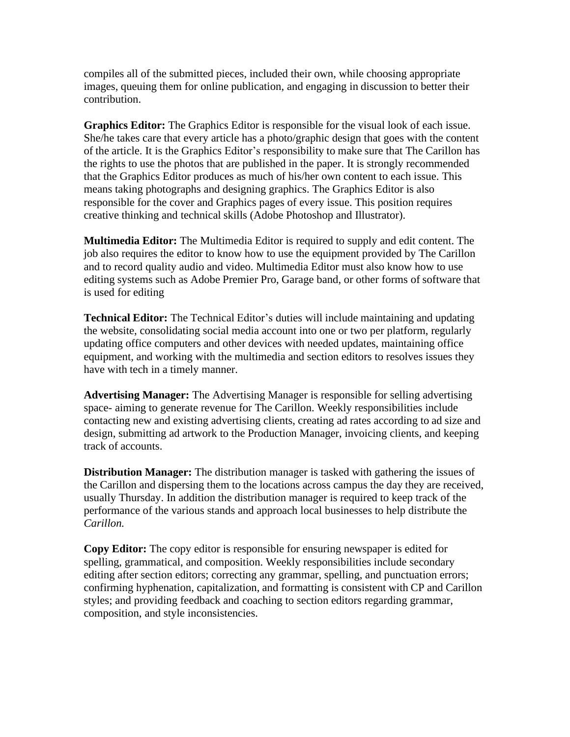compiles all of the submitted pieces, included their own, while choosing appropriate images, queuing them for online publication, and engaging in discussion to better their contribution.

**Graphics Editor:** The Graphics Editor is responsible for the visual look of each issue. She/he takes care that every article has a photo/graphic design that goes with the content of the article. It is the Graphics Editor's responsibility to make sure that The Carillon has the rights to use the photos that are published in the paper. It is strongly recommended that the Graphics Editor produces as much of his/her own content to each issue. This means taking photographs and designing graphics. The Graphics Editor is also responsible for the cover and Graphics pages of every issue. This position requires creative thinking and technical skills (Adobe Photoshop and Illustrator).

**Multimedia Editor:** The Multimedia Editor is required to supply and edit content. The job also requires the editor to know how to use the equipment provided by The Carillon and to record quality audio and video. Multimedia Editor must also know how to use editing systems such as Adobe Premier Pro, Garage band, or other forms of software that is used for editing

**Technical Editor:** The Technical Editor's duties will include maintaining and updating the website, consolidating social media account into one or two per platform, regularly updating office computers and other devices with needed updates, maintaining office equipment, and working with the multimedia and section editors to resolves issues they have with tech in a timely manner.

**Advertising Manager:** The Advertising Manager is responsible for selling advertising space- aiming to generate revenue for The Carillon. Weekly responsibilities include contacting new and existing advertising clients, creating ad rates according to ad size and design, submitting ad artwork to the Production Manager, invoicing clients, and keeping track of accounts.

**Distribution Manager:** The distribution manager is tasked with gathering the issues of the Carillon and dispersing them to the locations across campus the day they are received, usually Thursday. In addition the distribution manager is required to keep track of the performance of the various stands and approach local businesses to help distribute the *Carillon.*

**Copy Editor:** The copy editor is responsible for ensuring newspaper is edited for spelling, grammatical, and composition. Weekly responsibilities include secondary editing after section editors; correcting any grammar, spelling, and punctuation errors; confirming hyphenation, capitalization, and formatting is consistent with CP and Carillon styles; and providing feedback and coaching to section editors regarding grammar, composition, and style inconsistencies.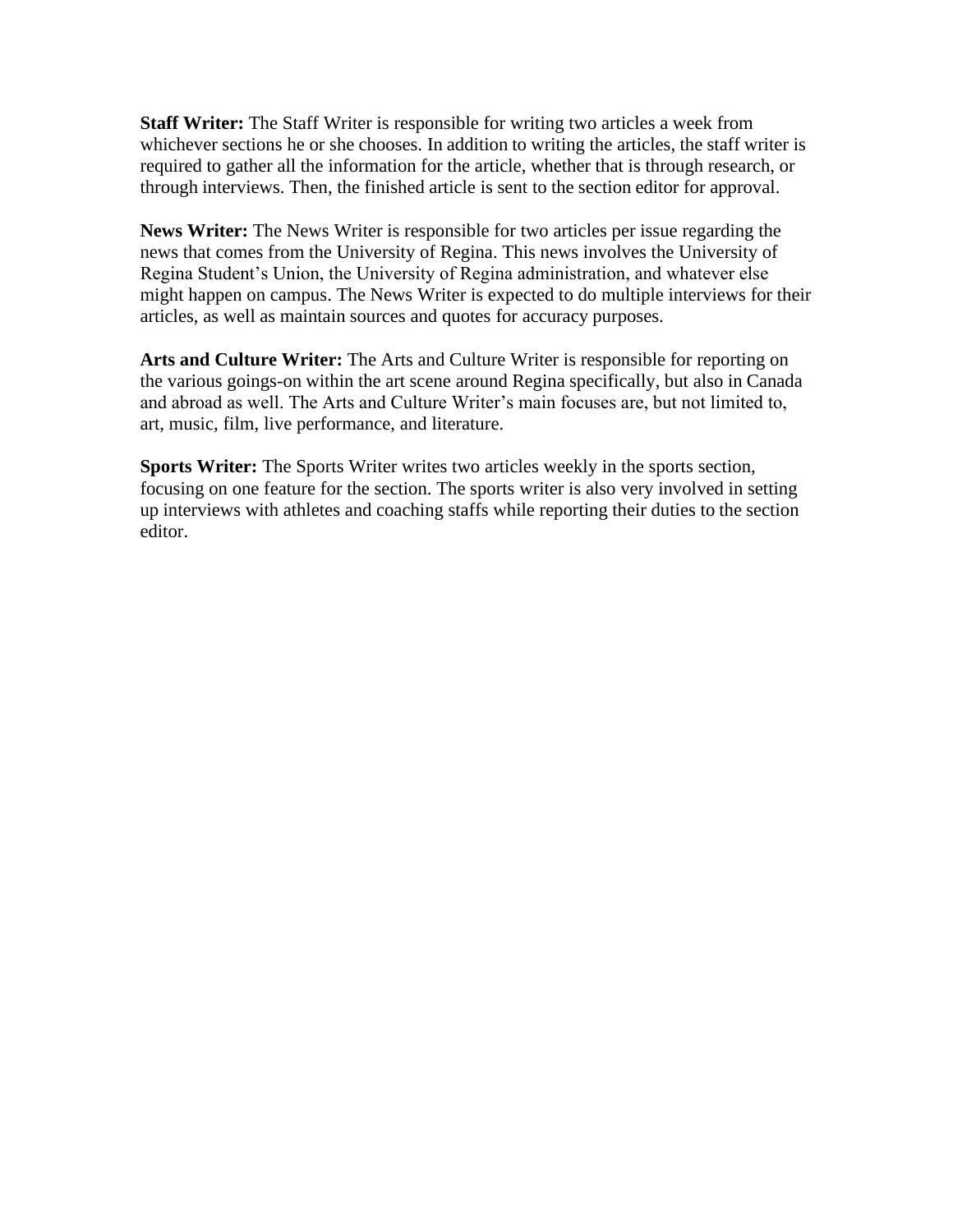**Staff Writer:** The Staff Writer is responsible for writing two articles a week from whichever sections he or she chooses. In addition to writing the articles, the staff writer is required to gather all the information for the article, whether that is through research, or through interviews. Then, the finished article is sent to the section editor for approval.

**News Writer:** The News Writer is responsible for two articles per issue regarding the news that comes from the University of Regina. This news involves the University of Regina Student's Union, the University of Regina administration, and whatever else might happen on campus. The News Writer is expected to do multiple interviews for their articles, as well as maintain sources and quotes for accuracy purposes.

**Arts and Culture Writer:** The Arts and Culture Writer is responsible for reporting on the various goings-on within the art scene around Regina specifically, but also in Canada and abroad as well. The Arts and Culture Writer's main focuses are, but not limited to, art, music, film, live performance, and literature.

**Sports Writer:** The Sports Writer writes two articles weekly in the sports section, focusing on one feature for the section. The sports writer is also very involved in setting up interviews with athletes and coaching staffs while reporting their duties to the section editor.